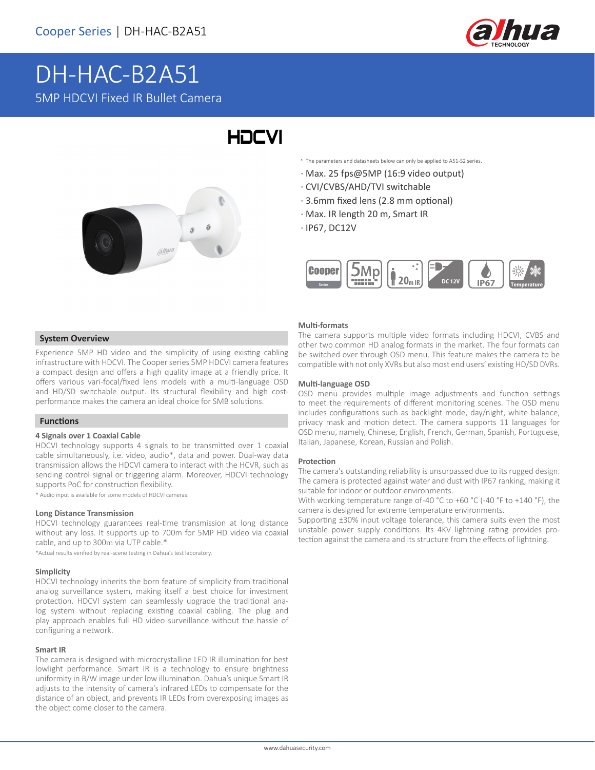# DH-HAC-B2A51

5MP HDCVI Fixed IR Bullet Camera

HDCVI

\* The parameters and datasheets below can only be applied to A51-S2 series.

- Max. 25 fps@5MP (16:9 video output)
- CVI/CVBS/AHD/TVI switchable
- 3.6mm fixed lens (2.8 mm optional)
- Max. IR length 20 m, Smart IR
- IP67, DC12V

## System Overview

Experience 5MP HD video and the simplicity of using existing cabling infrastructure with HDCVI. The Cooper series 5MP HDCVI camera features a compact design and offers a high quality image at a friendly price. It offers various vari-focal/fixed lens models with a multi-language OSD and HD/SD switchable output. Its structural flexibility and high cost-performance makes the camera an ideal choice for SMB solutions.

## Functions

### 4 Signals over 1 Coaxial Cable

HDCVI technology supports 4 signals to be transmitted over 1 coaxial cable simultaneously, i.e. video, audio\*, data and power. Dual-way data transmission allows the HDCVI camera to interact with the HCVR, such as sending control signal or triggering alarm. Moreover, HDCVI technology supports PoC for construction flexibility.

\* Audio input is available for some models of HDCVI cameras.

### Long Distance Transmission

HDCVI technology guarantees real-time transmission at long distance without any loss. It supports up to 700m for 5MP HD video via coaxial cable, and up to 300m via UTP cable.\*

\*Actual results verified by real-scene testing in Dahua's test laboratory.

### Simplicity

HDCVI technology inherits the born feature of simplicity from traditional analog surveillance system, making itself a best choice for investment protection. HDCVI system can seamlessly upgrade the traditional analog system without replacing existing coaxial cabling. The plug and play approach enables full HD video surveillance without the hassle of configuring a network.

### Smart IR

The camera is designed with microcrystalline LED IR illumination for best lowlight performance. Smart IR is a technology to ensure brightness uniformity in B/W image under low illumination. Dahua's unique Smart IR adjusts to the intensity of camera's infrared LEDs to compensate for the distance of an object, and prevents IR LEDs from overexposing images as the object come closer to the camera.

### Multi-formats

The camera supports multiple video formats including HDCVI, CVBS and other two common HD analog formats in the market. The four formats can be switched over through OSD menu. This feature makes the camera to be compatible with not only XVRs but also most end users' existing HD/SD DVRs.

### Multi-language OSD

OSD menu provides multiple image adjustments and function settings to meet the requirements of different monitoring scenes. The OSD menu includes configurations such as backlight mode, day/night, white balance, privacy mask and motion detect. The camera supports 11 languages for OSD menu, namely, Chinese, English, French, German, Spanish, Portuguese, Italian, Japanese, Korean, Russian and Polish.

### Protection

The camera's outstanding reliability is unsurpassed due to its rugged design. The camera is protected against water and dust with IP67 ranking, making it suitable for indoor or outdoor environments.

With working temperature range of-40 °C to +60 °C (-40 °F to +140 °F), the camera is designed for extreme temperature environments.

Supporting ±30% input voltage tolerance, this camera suits even the most unstable power supply conditions. Its 4KV lightning rating provides protection against the camera and its structure from the effects of lightning.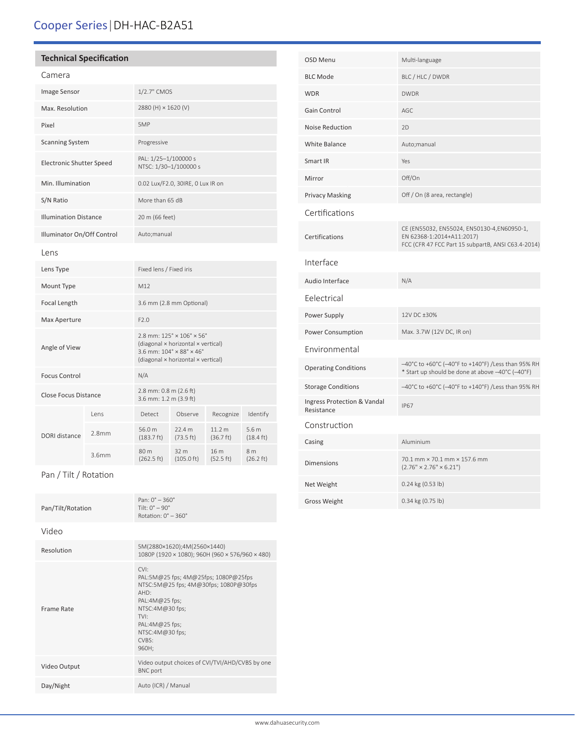# Cooper Series | DH-HAC-B2A51

## Technical Specification

### Camera

| | |
|---|---|
| Image Sensor | 1/2.7" CMOS |
| Max. Resolution | 2880 (H) × 1620 (V) |
| Pixel | 5MP |
| Scanning System | Progressive |
| Electronic Shutter Speed | PAL: 1/25–1/100000 s<br>NTSC: 1/30–1/100000 s |
| Min. Illumination | 0.02 Lux/F2.0, 30IRE, 0 Lux IR on |
| S/N Ratio | More than 65 dB |
| Illumination Distance | 20 m (66 feet) |
| Illuminator On/Off Control | Auto;manual |

### Lens

| | |
|---|---|
| Lens Type | Fixed lens / Fixed iris |
| Mount Type | M12 |
| Focal Length | 3.6 mm (2.8 mm Optional) |
| Max Aperture | F2.0 |
| Angle of View | 2.8 mm: 125° × 106° × 56° (diagonal × horizontal × vertical)<br>3.6 mm: 104° × 88° × 46° (diagonal × horizontal × vertical) |
| Focus Control | N/A |
| Close Focus Distance | 2.8 mm: 0.8 m (2.6 ft)<br>3.6 mm: 1.2 m (3.9 ft) |

| DORI distance | Lens | Detect | Observe | Recognize | Identify |
|---|---|---|---|---|---|
| | 2.8mm | 56.0 m (183.7 ft) | 22.4 m (73.5 ft) | 11.2 m (36.7 ft) | 5.6 m (18.4 ft) |
| | 3.6mm | 80 m (262.5 ft) | 32 m (105.0 ft) | 16 m (52.5 ft) | 8 m (26.2 ft) |

### Pan / Tilt / Rotation

| | |
|---|---|
| Pan/Tilt/Rotation | Pan: 0° – 360°<br>Tilt: 0° – 90°<br>Rotation: 0° – 360° |

### Video

| | |
|---|---|
| Resolution | 5M(2880×1620);4M(2560×1440)<br>1080P (1920 × 1080); 960H (960 × 576/960 × 480) |
| Frame Rate | CVI:<br>PAL:5M@25 fps; 4M@25fps; 1080P@25fps<br>NTSC:5M@25 fps; 4M@30fps; 1080P@30fps<br>AHD:<br>PAL:4M@25 fps;<br>NTSC:4M@30 fps;<br>TVI:<br>PAL:4M@25 fps;<br>NTSC:4M@30 fps;<br>CVBS:<br>960H; |
| Video Output | Video output choices of CVI/TVI/AHD/CVBS by one BNC port |
| Day/Night | Auto (ICR) / Manual |
| OSD Menu | Multi-language |
| BLC Mode | BLC / HLC / DWDR |
| WDR | DWDR |
| Gain Control | AGC |
| Noise Reduction | 2D |
| White Balance | Auto;manual |
| Smart IR | Yes |
| Mirror | Off/On |
| Privacy Masking | Off / On (8 area, rectangle) |

### Certifications

| | |
|---|---|
| Certifications | CE (EN55032, EN55024, EN50130-4,EN60950-1, EN 62368-1:2014+A11:2017)<br>FCC (CFR 47 FCC Part 15 subpartB, ANSI C63.4-2014) |

### Interface

| | |
|---|---|
| Audio Interface | N/A |

### Eelectrical

| | |
|---|---|
| Power Supply | 12V DC ±30% |
| Power Consumption | Max. 3.7W (12V DC, IR on) |

### Environmental

| | |
|---|---|
| Operating Conditions | –40°C to +60°C (–40°F to +140°F) /Less than 95% RH<br>* Start up should be done at above –40°C (–40°F) |
| Storage Conditions | –40°C to +60°C (–40°F to +140°F) /Less than 95% RH |
| Ingress Protection & Vandal Resistance | IP67 |

### Construction

| | |
|---|---|
| Casing | Aluminium |
| Dimensions | 70.1 mm × 70.1 mm × 157.6 mm<br>(2.76" × 2.76" × 6.21") |
| Net Weight | 0.24 kg (0.53 lb) |
| Gross Weight | 0.34 kg (0.75 lb) |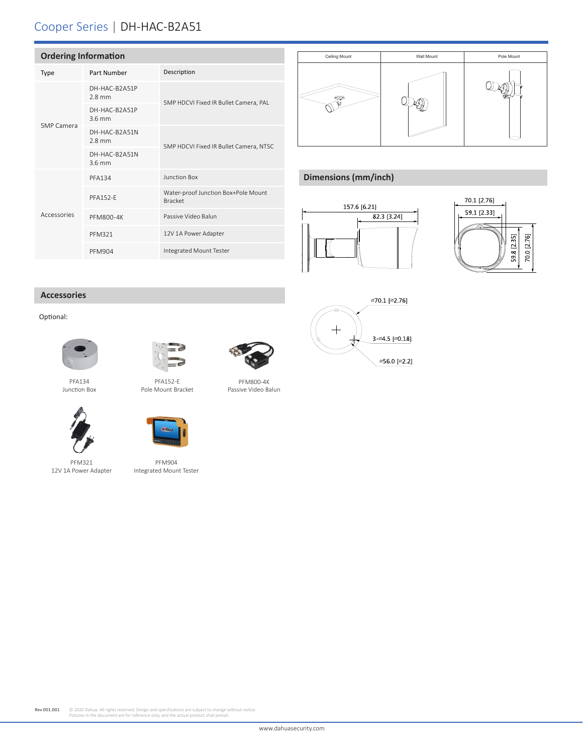# Cooper Series | DH-HAC-B2A51

## Ordering Information

| Type | Part Number | Description |
|---|---|---|
| 5MP Camera | DH-HAC-B2A51P 2.8 mm | 5MP HDCVI Fixed IR Bullet Camera, PAL |
| | DH-HAC-B2A51P 3.6 mm | |
| | DH-HAC-B2A51N 2.8 mm | 5MP HDCVI Fixed IR Bullet Camera, NTSC |
| | DH-HAC-B2A51N 3.6 mm | |
| Accessories | PFA134 | Junction Box |
| | PFA152-E | Water-proof Junction Box+Pole Mount Bracket |
| | PFM800-4K | Passive Video Balun |
| | PFM321 | 12V 1A Power Adapter |
| | PFM904 | Integrated Mount Tester |

Ceiling Mount

Wall Mount

Pole Mount

## Dimensions (mm/inch)

157.6 [6.21]

82.3 [3.24]

70.1 [2.76]

59.1 [2.33]

59.8 [2.35]

70.0 [2.76]

⌀70.1 [⌀2.76]

3-⌀4.5 [⌀0.18]

⌀56.0 [⌀2.2]

## Accessories

Optional:

PFA134
Junction Box

PFA152-E
Pole Mount Bracket

PFM800-4K
Passive Video Balun

PFM321
12V 1A Power Adapter

PFM904
Integrated Mount Tester

Rev 001.001 © 2020 Dahua. All rights reserved. Design and specifications are subject to change without notice.
Pictures in the document are for reference only, and the actual product shall prevail.

www.dahuasecurity.com